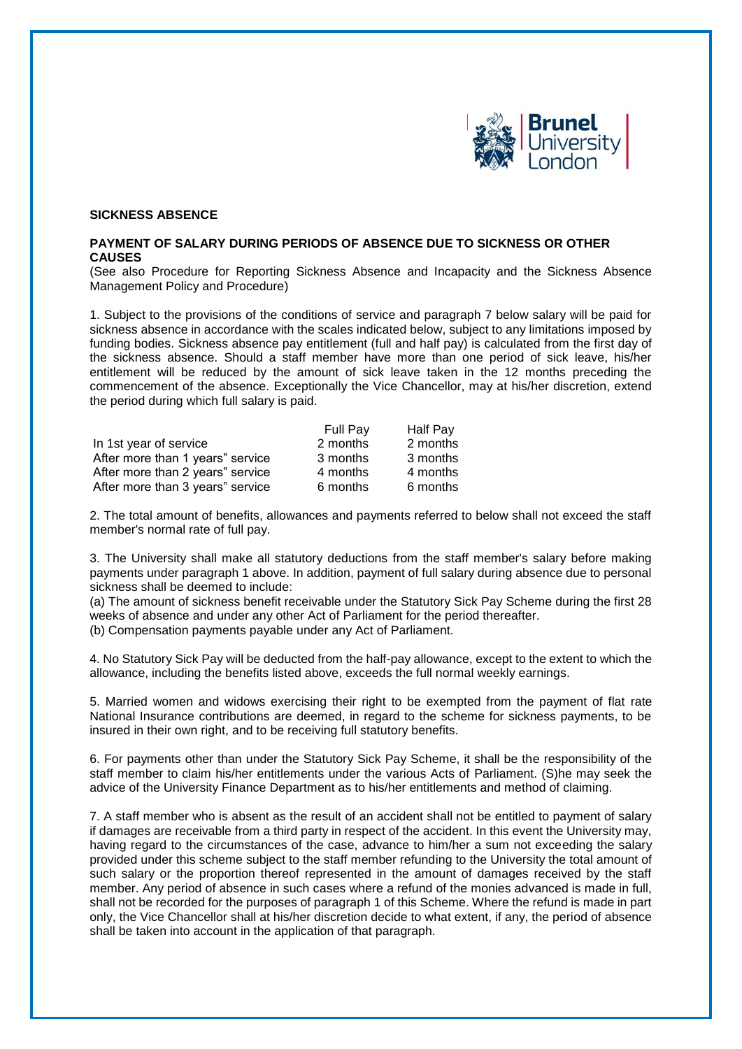## SICKNESS ABSENCE

### PAYMENT OF SALARY DURING PERIODS OF ABSENCE DUE TO SICKNESS OR OTHER CAUSES

(See also Procedure for Reporting Sickness Absence and Incapacity and the Sickness Absence Management Policy and Procedure)

1. Subject to the provisions of the conditions of service and paragraph 7 below salary will be paid for sickness absence in accordance with the scales indicated below, subject to any limitations imposed by funding bodies. Sickness absence pay entitlement (full and half pay) is calculated from the first day of the sickness absence. Should a staff member have more than one period of sick leave, his/her entitlement will be reduced by the amount of sick leave taken in the 12 months preceding the commencement of the absence. Exceptionally the Vice Chancellor, may at his/her discretion, extend the period during which full salary is paid.

| | Full Pay | Half Pay |
|---|---|---|
| In 1st year of service | 2 months | 2 months |
| After more than 1 years" service | 3 months | 3 months |
| After more than 2 years" service | 4 months | 4 months |
| After more than 3 years" service | 6 months | 6 months |

2. The total amount of benefits, allowances and payments referred to below shall not exceed the staff member's normal rate of full pay.

3. The University shall make all statutory deductions from the staff member's salary before making payments under paragraph 1 above. In addition, payment of full salary during absence due to personal sickness shall be deemed to include:
(a) The amount of sickness benefit receivable under the Statutory Sick Pay Scheme during the first 28 weeks of absence and under any other Act of Parliament for the period thereafter.
(b) Compensation payments payable under any Act of Parliament.

4. No Statutory Sick Pay will be deducted from the half-pay allowance, except to the extent to which the allowance, including the benefits listed above, exceeds the full normal weekly earnings.

5. Married women and widows exercising their right to be exempted from the payment of flat rate National Insurance contributions are deemed, in regard to the scheme for sickness payments, to be insured in their own right, and to be receiving full statutory benefits.

6. For payments other than under the Statutory Sick Pay Scheme, it shall be the responsibility of the staff member to claim his/her entitlements under the various Acts of Parliament. (S)he may seek the advice of the University Finance Department as to his/her entitlements and method of claiming.

7. A staff member who is absent as the result of an accident shall not be entitled to payment of salary if damages are receivable from a third party in respect of the accident. In this event the University may, having regard to the circumstances of the case, advance to him/her a sum not exceeding the salary provided under this scheme subject to the staff member refunding to the University the total amount of such salary or the proportion thereof represented in the amount of damages received by the staff member. Any period of absence in such cases where a refund of the monies advanced is made in full, shall not be recorded for the purposes of paragraph 1 of this Scheme. Where the refund is made in part only, the Vice Chancellor shall at his/her discretion decide to what extent, if any, the period of absence shall be taken into account in the application of that paragraph.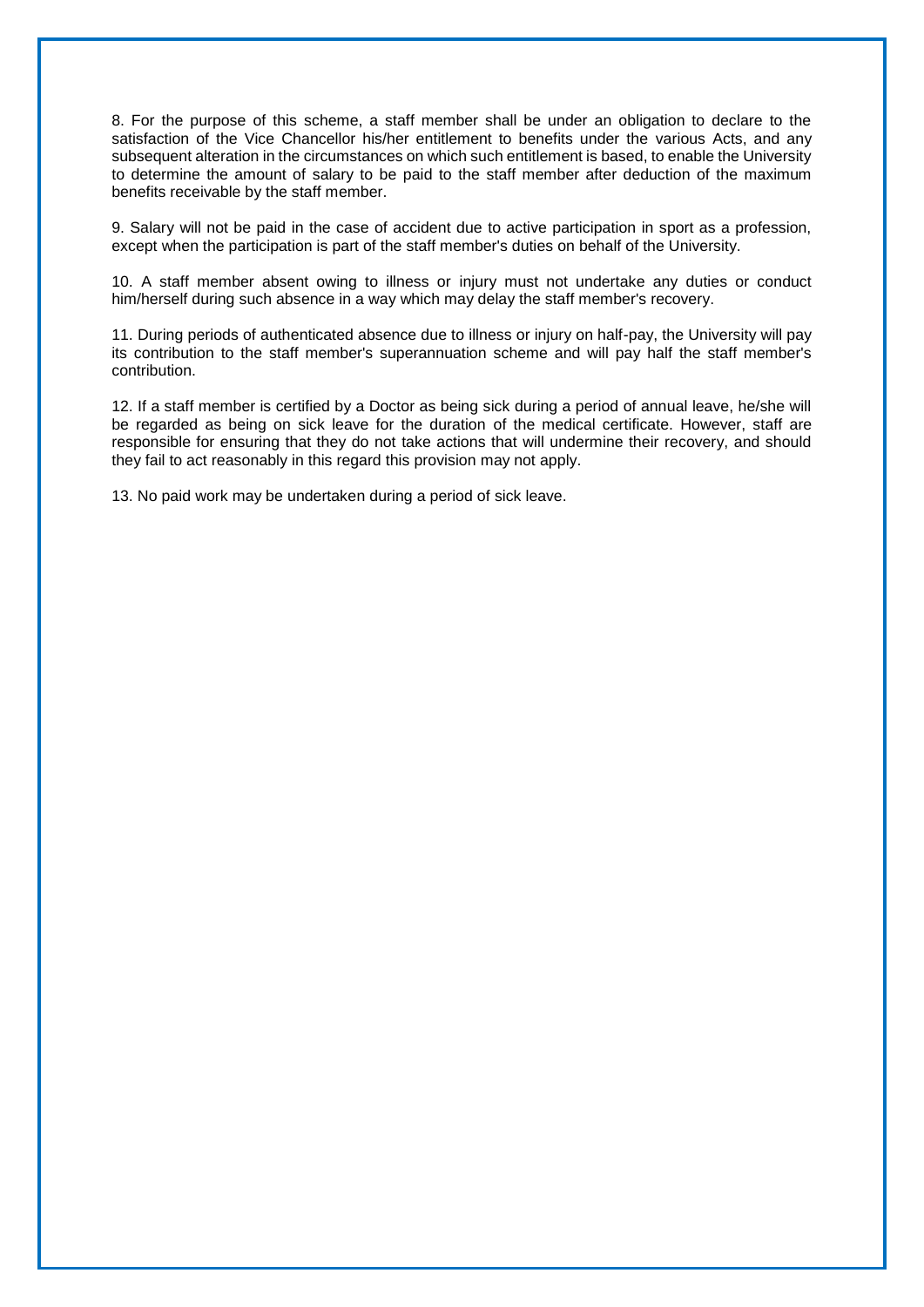8. For the purpose of this scheme, a staff member shall be under an obligation to declare to the satisfaction of the Vice Chancellor his/her entitlement to benefits under the various Acts, and any subsequent alteration in the circumstances on which such entitlement is based, to enable the University to determine the amount of salary to be paid to the staff member after deduction of the maximum benefits receivable by the staff member.

9. Salary will not be paid in the case of accident due to active participation in sport as a profession, except when the participation is part of the staff member's duties on behalf of the University.

10. A staff member absent owing to illness or injury must not undertake any duties or conduct him/herself during such absence in a way which may delay the staff member's recovery.

11. During periods of authenticated absence due to illness or injury on half-pay, the University will pay its contribution to the staff member's superannuation scheme and will pay half the staff member's contribution.

12. If a staff member is certified by a Doctor as being sick during a period of annual leave, he/she will be regarded as being on sick leave for the duration of the medical certificate. However, staff are responsible for ensuring that they do not take actions that will undermine their recovery, and should they fail to act reasonably in this regard this provision may not apply.

13. No paid work may be undertaken during a period of sick leave.